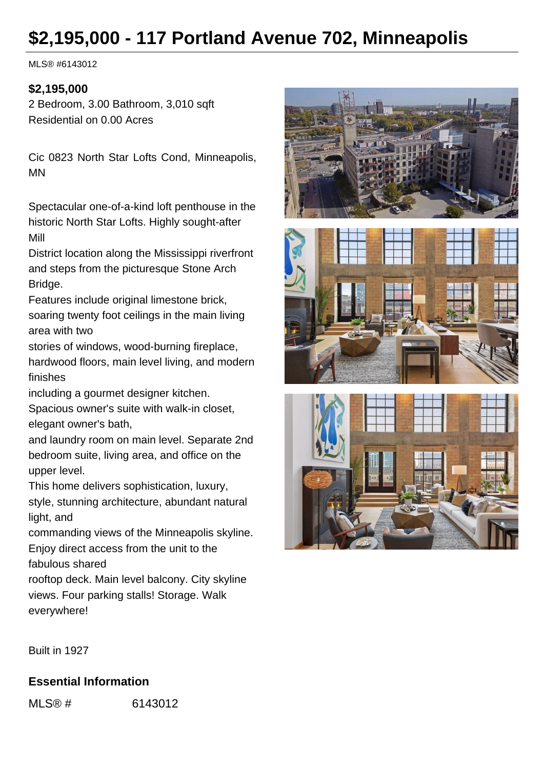# $2,195,000 - 117 Portland Avenue 702, Minneapolis

MLS® #6143012

**$2,195,000**

2 Bedroom, 3.00 Bathroom, 3,010 sqft

Residential on 0.00 Acres

Cic 0823 North Star Lofts Cond, Minneapolis, MN

Spectacular one-of-a-kind loft penthouse in the historic North Star Lofts. Highly sought-after Mill
District location along the Mississippi riverfront and steps from the picturesque Stone Arch Bridge.
Features include original limestone brick, soaring twenty foot ceilings in the main living area with two
stories of windows, wood-burning fireplace, hardwood floors, main level living, and modern finishes
including a gourmet designer kitchen.
Spacious owner's suite with walk-in closet, elegant owner's bath,
and laundry room on main level. Separate 2nd bedroom suite, living area, and office on the upper level.
This home delivers sophistication, luxury, style, stunning architecture, abundant natural light, and
commanding views of the Minneapolis skyline. Enjoy direct access from the unit to the fabulous shared
rooftop deck. Main level balcony. City skyline views. Four parking stalls! Storage. Walk everywhere!

Built in 1927

## Essential Information

| | |
|---|---|
| MLS® # | 6143012 |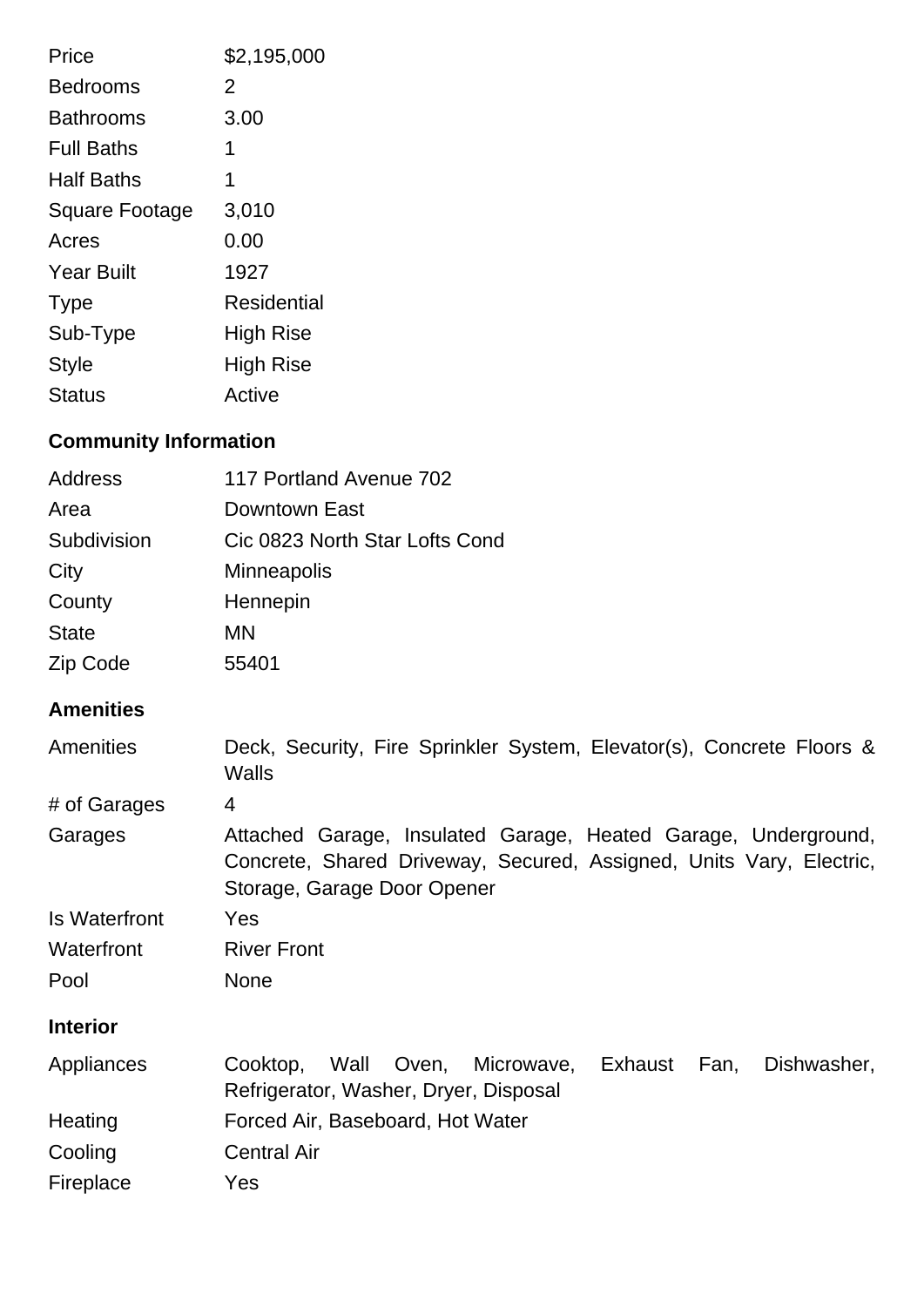| | |
|---|---|
| Price | $2,195,000 |
| Bedrooms | 2 |
| Bathrooms | 3.00 |
| Full Baths | 1 |
| Half Baths | 1 |
| Square Footage | 3,010 |
| Acres | 0.00 |
| Year Built | 1927 |
| Type | Residential |
| Sub-Type | High Rise |
| Style | High Rise |
| Status | Active |

## Community Information

| | |
|---|---|
| Address | 117 Portland Avenue 702 |
| Area | Downtown East |
| Subdivision | Cic 0823 North Star Lofts Cond |
| City | Minneapolis |
| County | Hennepin |
| State | MN |
| Zip Code | 55401 |

## Amenities

| | |
|---|---|
| Amenities | Deck, Security, Fire Sprinkler System, Elevator(s), Concrete Floors & Walls |
| # of Garages | 4 |
| Garages | Attached Garage, Insulated Garage, Heated Garage, Underground, Concrete, Shared Driveway, Secured, Assigned, Units Vary, Electric, Storage, Garage Door Opener |
| Is Waterfront | Yes |
| Waterfront | River Front |
| Pool | None |

## Interior

| | |
|---|---|
| Appliances | Cooktop, Wall Oven, Microwave, Exhaust Fan, Dishwasher, Refrigerator, Washer, Dryer, Disposal |
| Heating | Forced Air, Baseboard, Hot Water |
| Cooling | Central Air |
| Fireplace | Yes |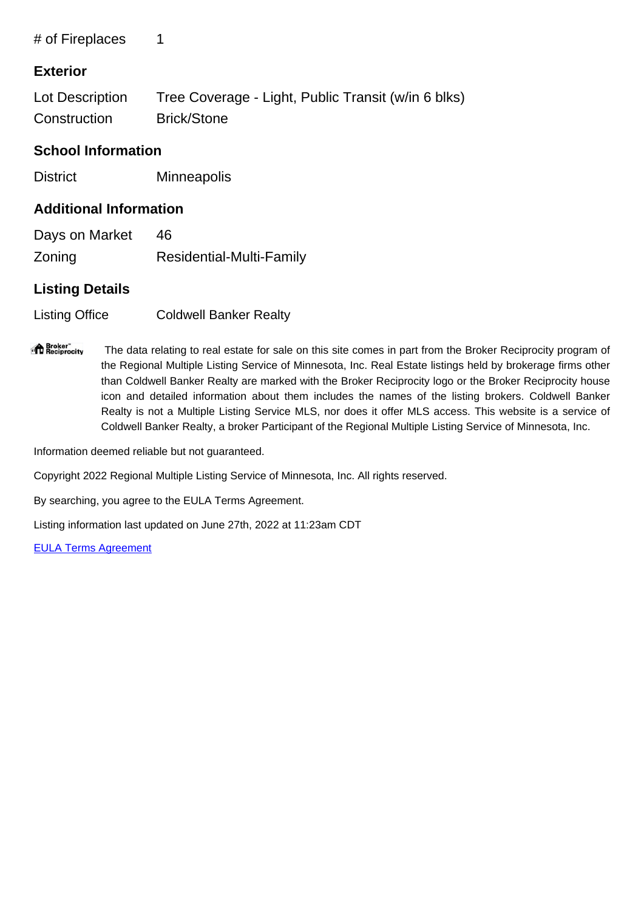| | |
|---|---|
| # of Fireplaces | 1 |

### Exterior

| | |
|---|---|
| Lot Description | Tree Coverage - Light, Public Transit (w/in 6 blks) |
| Construction | Brick/Stone |

### School Information

| | |
|---|---|
| District | Minneapolis |

### Additional Information

| | |
|---|---|
| Days on Market | 46 |
| Zoning | Residential-Multi-Family |

### Listing Details

| | |
|---|---|
| Listing Office | Coldwell Banker Realty |

Broker Reciprocity The data relating to real estate for sale on this site comes in part from the Broker Reciprocity program of the Regional Multiple Listing Service of Minnesota, Inc. Real Estate listings held by brokerage firms other than Coldwell Banker Realty are marked with the Broker Reciprocity logo or the Broker Reciprocity house icon and detailed information about them includes the names of the listing brokers. Coldwell Banker Realty is not a Multiple Listing Service MLS, nor does it offer MLS access. This website is a service of Coldwell Banker Realty, a broker Participant of the Regional Multiple Listing Service of Minnesota, Inc.

Information deemed reliable but not guaranteed.

Copyright 2022 Regional Multiple Listing Service of Minnesota, Inc. All rights reserved.

By searching, you agree to the EULA Terms Agreement.

Listing information last updated on June 27th, 2022 at 11:23am CDT

[EULA Terms Agreement]